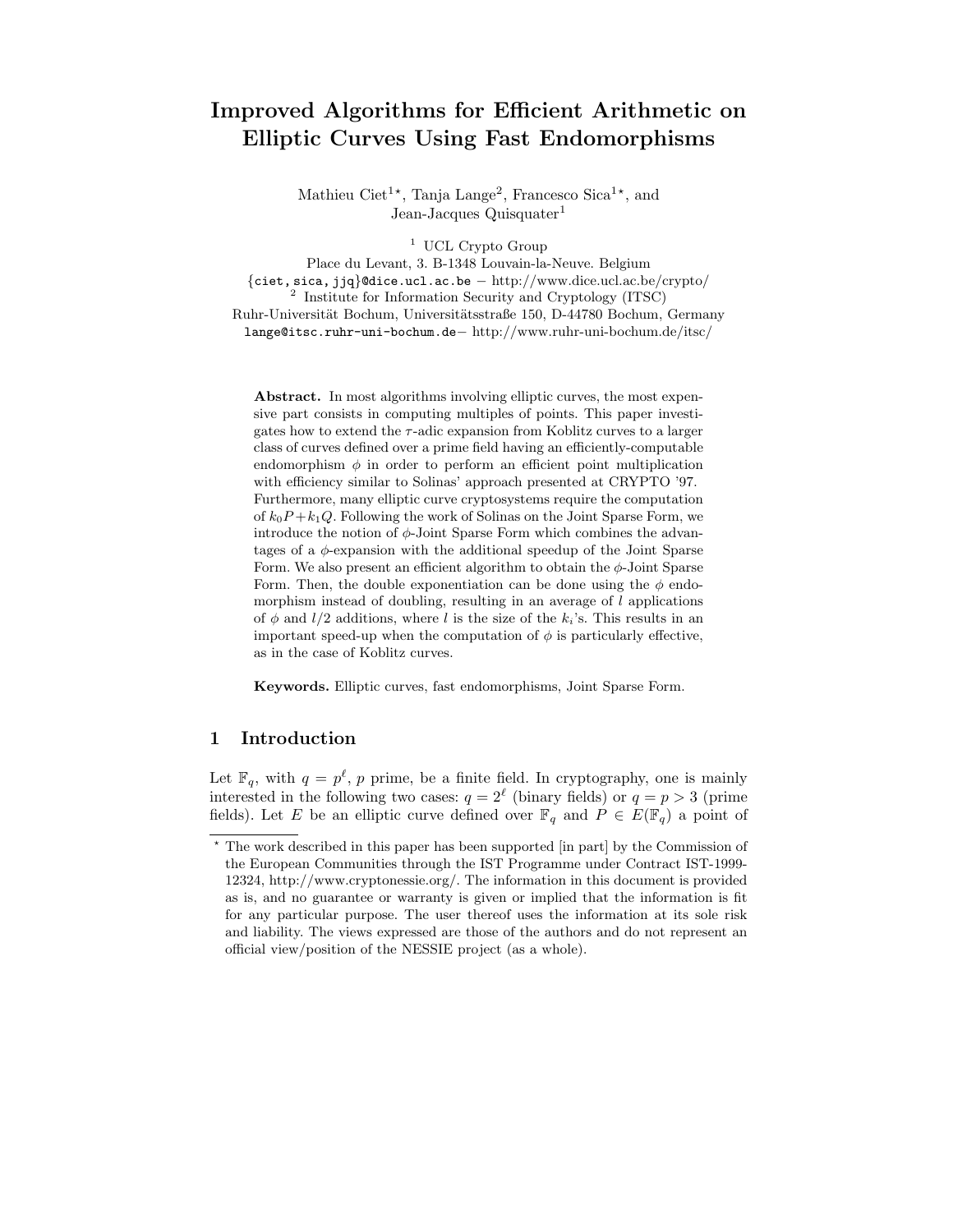# Improved Algorithms for Efficient Arithmetic on Elliptic Curves Using Fast Endomorphisms

Mathieu Ciet[1*], Tanja Lange[2], Francesco Sica[1*], and Jean-Jacques Quisquater[1]

[1] UCL Crypto Group
Place du Levant, 3. B-1348 Louvain-la-Neuve. Belgium
{ciet,sica,jjq}@dice.ucl.ac.be − http://www.dice.ucl.ac.be/crypto/

[2] Institute for Information Security and Cryptology (ITSC)
Ruhr-Universität Bochum, Universitätsstraße 150, D-44780 Bochum, Germany
lange@itsc.ruhr-uni-bochum.de− http://www.ruhr-uni-bochum.de/itsc/

**Abstract.** In most algorithms involving elliptic curves, the most expensive part consists in computing multiples of points. This paper investigates how to extend the $\tau$-adic expansion from Koblitz curves to a larger class of curves defined over a prime field having an efficiently-computable endomorphism $\phi$ in order to perform an efficient point multiplication with efficiency similar to Solinas' approach presented at CRYPTO '97. Furthermore, many elliptic curve cryptosystems require the computation of $k_0P+k_1Q$. Following the work of Solinas on the Joint Sparse Form, we introduce the notion of $\phi$-Joint Sparse Form which combines the advantages of a $\phi$-expansion with the additional speedup of the Joint Sparse Form. We also present an efficient algorithm to obtain the $\phi$-Joint Sparse Form. Then, the double exponentiation can be done using the $\phi$ endomorphism instead of doubling, resulting in an average of $l$ applications of $\phi$ and $l/2$ additions, where $l$ is the size of the $k_i$'s. This results in an important speed-up when the computation of $\phi$ is particularly effective, as in the case of Koblitz curves.

**Keywords.** Elliptic curves, fast endomorphisms, Joint Sparse Form.

## 1 Introduction

Let $\mathbb{F}_q$, with $q = p^\ell$, $p$ prime, be a finite field. In cryptography, one is mainly interested in the following two cases: $q = 2^\ell$ (binary fields) or $q = p > 3$ (prime fields). Let $E$ be an elliptic curve defined over $\mathbb{F}_q$ and $P \in E(\mathbb{F}_q)$ a point of

---

* The work described in this paper has been supported [in part] by the Commission of the European Communities through the IST Programme under Contract IST-1999-12324, http://www.cryptonessie.org/. The information in this document is provided as is, and no guarantee or warranty is given or implied that the information is fit for any particular purpose. The user thereof uses the information at its sole risk and liability. The views expressed are those of the authors and do not represent an official view/position of the NESSIE project (as a whole).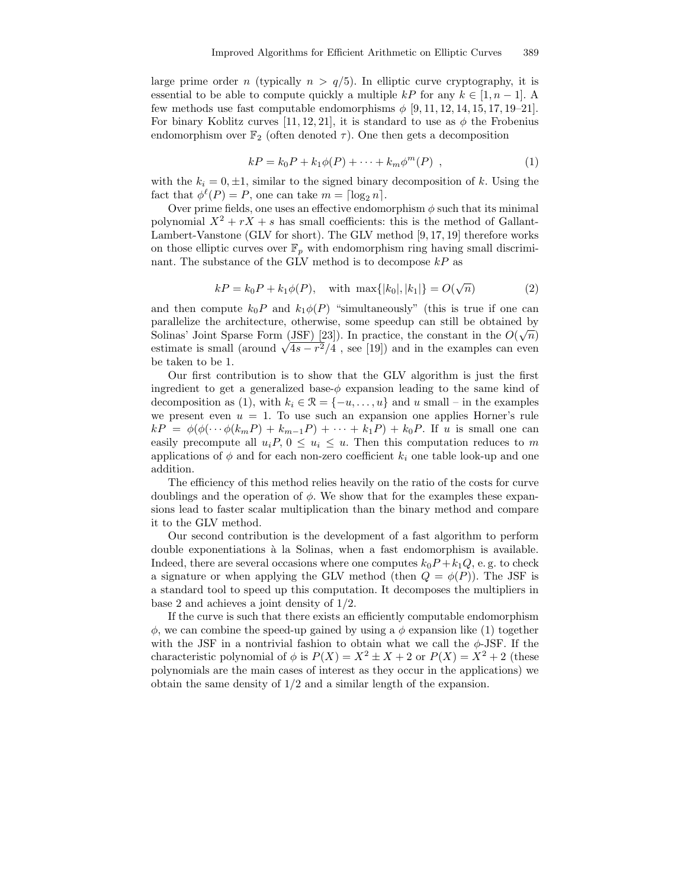large prime order $n$ (typically $n > q/5$). In elliptic curve cryptography, it is essential to be able to compute quickly a multiple $kP$ for any $k \in [1, n-1]$. A few methods use fast computable endomorphisms $\phi$ [9, 11, 12, 14, 15, 17, 19–21]. For binary Koblitz curves [11, 12, 21], it is standard to use as $\phi$ the Frobenius endomorphism over $\mathbb{F}_2$ (often denoted $\tau$). One then gets a decomposition

$$kP = k_0P + k_1\phi(P) + \cdots + k_m\phi^m(P) \ , \tag{1}$$

with the $k_i = 0, \pm 1$, similar to the signed binary decomposition of $k$. Using the fact that $\phi^\ell(P) = P$, one can take $m = \lceil \log_2 n \rceil$.

Over prime fields, one uses an effective endomorphism $\phi$ such that its minimal polynomial $X^2 + rX + s$ has small coefficients: this is the method of Gallant-Lambert-Vanstone (GLV for short). The GLV method [9, 17, 19] therefore works on those elliptic curves over $\mathbb{F}_p$ with endomorphism ring having small discriminant. The substance of the GLV method is to decompose $kP$ as

$$kP = k_0P + k_1\phi(P), \quad \text{with } \max\{|k_0|, |k_1|\} = O(\sqrt{n}) \tag{2}$$

and then compute $k_0P$ and $k_1\phi(P)$ "simultaneously" (this is true if one can parallelize the architecture, otherwise, some speedup can still be obtained by Solinas' Joint Sparse Form (JSF) [23]). In practice, the constant in the $O(\sqrt{n})$ estimate is small (around $\sqrt{4s - r^2}/4$ , see [19]) and in the examples can even be taken to be 1.

Our first contribution is to show that the GLV algorithm is just the first ingredient to get a generalized base-$\phi$ expansion leading to the same kind of decomposition as (1), with $k_i \in \mathcal{R} = \{-u, \ldots, u\}$ and $u$ small – in the examples we present even $u = 1$. To use such an expansion one applies Horner's rule $kP = \phi(\phi(\cdots\phi(k_mP) + k_{m-1}P) + \cdots + k_1P) + k_0P$. If $u$ is small one can easily precompute all $u_iP$, $0 \leq u_i \leq u$. Then this computation reduces to $m$ applications of $\phi$ and for each non-zero coefficient $k_i$ one table look-up and one addition.

The efficiency of this method relies heavily on the ratio of the costs for curve doublings and the operation of $\phi$. We show that for the examples these expansions lead to faster scalar multiplication than the binary method and compare it to the GLV method.

Our second contribution is the development of a fast algorithm to perform double exponentiations à la Solinas, when a fast endomorphism is available. Indeed, there are several occasions where one computes $k_0P + k_1Q$, e. g. to check a signature or when applying the GLV method (then $Q = \phi(P)$). The JSF is a standard tool to speed up this computation. It decomposes the multipliers in base 2 and achieves a joint density of 1/2.

If the curve is such that there exists an efficiently computable endomorphism $\phi$, we can combine the speed-up gained by using a $\phi$ expansion like (1) together with the JSF in a nontrivial fashion to obtain what we call the $\phi$-JSF. If the characteristic polynomial of $\phi$ is $P(X) = X^2 \pm X + 2$ or $P(X) = X^2 + 2$ (these polynomials are the main cases of interest as they occur in the applications) we obtain the same density of 1/2 and a similar length of the expansion.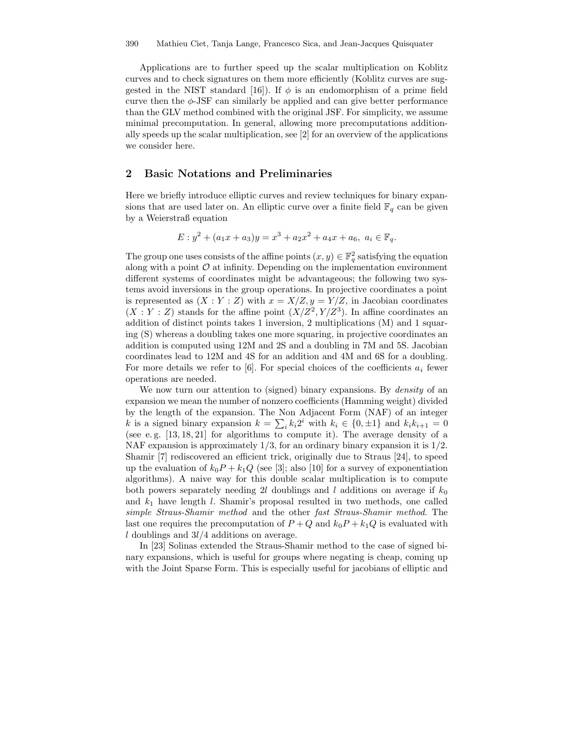Applications are to further speed up the scalar multiplication on Koblitz curves and to check signatures on them more efficiently (Koblitz curves are suggested in the NIST standard [16]). If $\phi$ is an endomorphism of a prime field curve then the $\phi$-JSF can similarly be applied and can give better performance than the GLV method combined with the original JSF. For simplicity, we assume minimal precomputation. In general, allowing more precomputations additionally speeds up the scalar multiplication, see [2] for an overview of the applications we consider here.

## 2 Basic Notations and Preliminaries

Here we briefly introduce elliptic curves and review techniques for binary expansions that are used later on. An elliptic curve over a finite field $\mathbb{F}_q$ can be given by a Weierstraß equation

$$E : y^2 + (a_1 x + a_3)y = x^3 + a_2 x^2 + a_4 x + a_6,\ a_i \in \mathbb{F}_q.$$

The group one uses consists of the affine points $(x, y) \in \mathbb{F}_q^2$ satisfying the equation along with a point $\mathcal{O}$ at infinity. Depending on the implementation environment different systems of coordinates might be advantageous; the following two systems avoid inversions in the group operations. In projective coordinates a point is represented as $(X : Y : Z)$ with $x = X/Z, y = Y/Z$, in Jacobian coordinates $(X : Y : Z)$ stands for the affine point $(X/Z^2, Y/Z^3)$. In affine coordinates an addition of distinct points takes 1 inversion, 2 multiplications (M) and 1 squaring (S) whereas a doubling takes one more squaring, in projective coordinates an addition is computed using 12M and 2S and a doubling in 7M and 5S. Jacobian coordinates lead to 12M and 4S for an addition and 4M and 6S for a doubling. For more details we refer to [6]. For special choices of the coefficients $a_i$ fewer operations are needed.

We now turn our attention to (signed) binary expansions. By *density* of an expansion we mean the number of nonzero coefficients (Hamming weight) divided by the length of the expansion. The Non Adjacent Form (NAF) of an integer $k$ is a signed binary expansion $k = \sum_i k_i 2^i$ with $k_i \in \{0, \pm 1\}$ and $k_i k_{i+1} = 0$ (see e. g. [13, 18, 21] for algorithms to compute it). The average density of a NAF expansion is approximately $1/3$, for an ordinary binary expansion it is $1/2$. Shamir [7] rediscovered an efficient trick, originally due to Straus [24], to speed up the evaluation of $k_0 P + k_1 Q$ (see [3]; also [10] for a survey of exponentiation algorithms). A naive way for this double scalar multiplication is to compute both powers separately needing $2l$ doublings and $l$ additions on average if $k_0$ and $k_1$ have length $l$. Shamir's proposal resulted in two methods, one called *simple Straus-Shamir method* and the other *fast Straus-Shamir method*. The last one requires the precomputation of $P + Q$ and $k_0 P + k_1 Q$ is evaluated with $l$ doublings and $3l/4$ additions on average.

In [23] Solinas extended the Straus-Shamir method to the case of signed binary expansions, which is useful for groups where negating is cheap, coming up with the Joint Sparse Form. This is especially useful for jacobians of elliptic and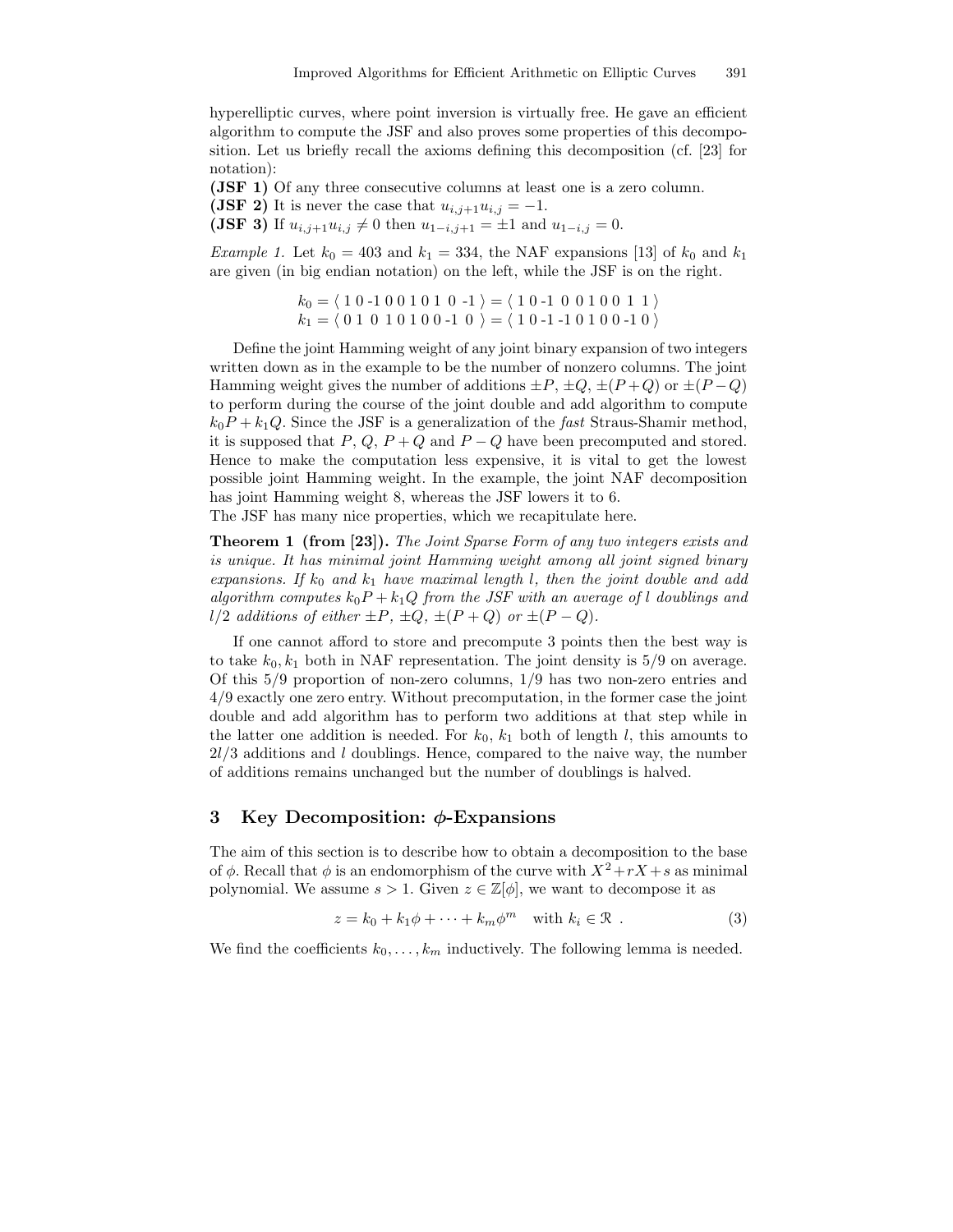hyperelliptic curves, where point inversion is virtually free. He gave an efficient algorithm to compute the JSF and also proves some properties of this decomposition. Let us briefly recall the axioms defining this decomposition (cf. [23] for notation):

**(JSF 1)** Of any three consecutive columns at least one is a zero column.
**(JSF 2)** It is never the case that $u_{i,j+1}u_{i,j} = -1$.
**(JSF 3)** If $u_{i,j+1}u_{i,j} \neq 0$ then $u_{1-i,j+1} = \pm 1$ and $u_{1-i,j} = 0$.

*Example 1.* Let $k_0 = 403$ and $k_1 = 334$, the NAF expansions [13] of $k_0$ and $k_1$ are given (in big endian notation) on the left, while the JSF is on the right.

$$k_0 = \langle\ 1\ 0\ \text{-}1\ 0\ 0\ 1\ 0\ 1\ 0\ \text{-}1\ \rangle = \langle\ 1\ 0\ \text{-}1\ 0\ 0\ 1\ 0\ 0\ 1\ 1\ \rangle$$
$$k_1 = \langle\ 0\ 1\ 0\ 1\ 0\ 1\ 0\ 0\ \text{-}1\ 0\ \rangle = \langle\ 1\ 0\ \text{-}1\ \text{-}1\ 0\ 1\ 0\ 0\ \text{-}1\ 0\ \rangle$$

Define the joint Hamming weight of any joint binary expansion of two integers written down as in the example to be the number of nonzero columns. The joint Hamming weight gives the number of additions $\pm P$, $\pm Q$, $\pm(P+Q)$ or $\pm(P-Q)$ to perform during the course of the joint double and add algorithm to compute $k_0P + k_1Q$. Since the JSF is a generalization of the *fast* Straus-Shamir method, it is supposed that $P$, $Q$, $P+Q$ and $P-Q$ have been precomputed and stored. Hence to make the computation less expensive, it is vital to get the lowest possible joint Hamming weight. In the example, the joint NAF decomposition has joint Hamming weight 8, whereas the JSF lowers it to 6.
The JSF has many nice properties, which we recapitulate here.

**Theorem 1 (from [23]).** *The Joint Sparse Form of any two integers exists and is unique. It has minimal joint Hamming weight among all joint signed binary expansions. If $k_0$ and $k_1$ have maximal length $l$, then the joint double and add algorithm computes $k_0P + k_1Q$ from the JSF with an average of $l$ doublings and $l/2$ additions of either $\pm P$, $\pm Q$, $\pm(P+Q)$ or $\pm(P-Q)$.*

If one cannot afford to store and precompute 3 points then the best way is to take $k_0, k_1$ both in NAF representation. The joint density is $5/9$ on average. Of this $5/9$ proportion of non-zero columns, $1/9$ has two non-zero entries and $4/9$ exactly one zero entry. Without precomputation, in the former case the joint double and add algorithm has to perform two additions at that step while in the latter one addition is needed. For $k_0$, $k_1$ both of length $l$, this amounts to $2l/3$ additions and $l$ doublings. Hence, compared to the naive way, the number of additions remains unchanged but the number of doublings is halved.

## 3 Key Decomposition: $\phi$-Expansions

The aim of this section is to describe how to obtain a decomposition to the base of $\phi$. Recall that $\phi$ is an endomorphism of the curve with $X^2 + rX + s$ as minimal polynomial. We assume $s > 1$. Given $z \in \mathbb{Z}[\phi]$, we want to decompose it as

$$z = k_0 + k_1\phi + \cdots + k_m\phi^m \quad \text{with } k_i \in \mathcal{R} \ . \tag{3}$$

We find the coefficients $k_0, \ldots, k_m$ inductively. The following lemma is needed.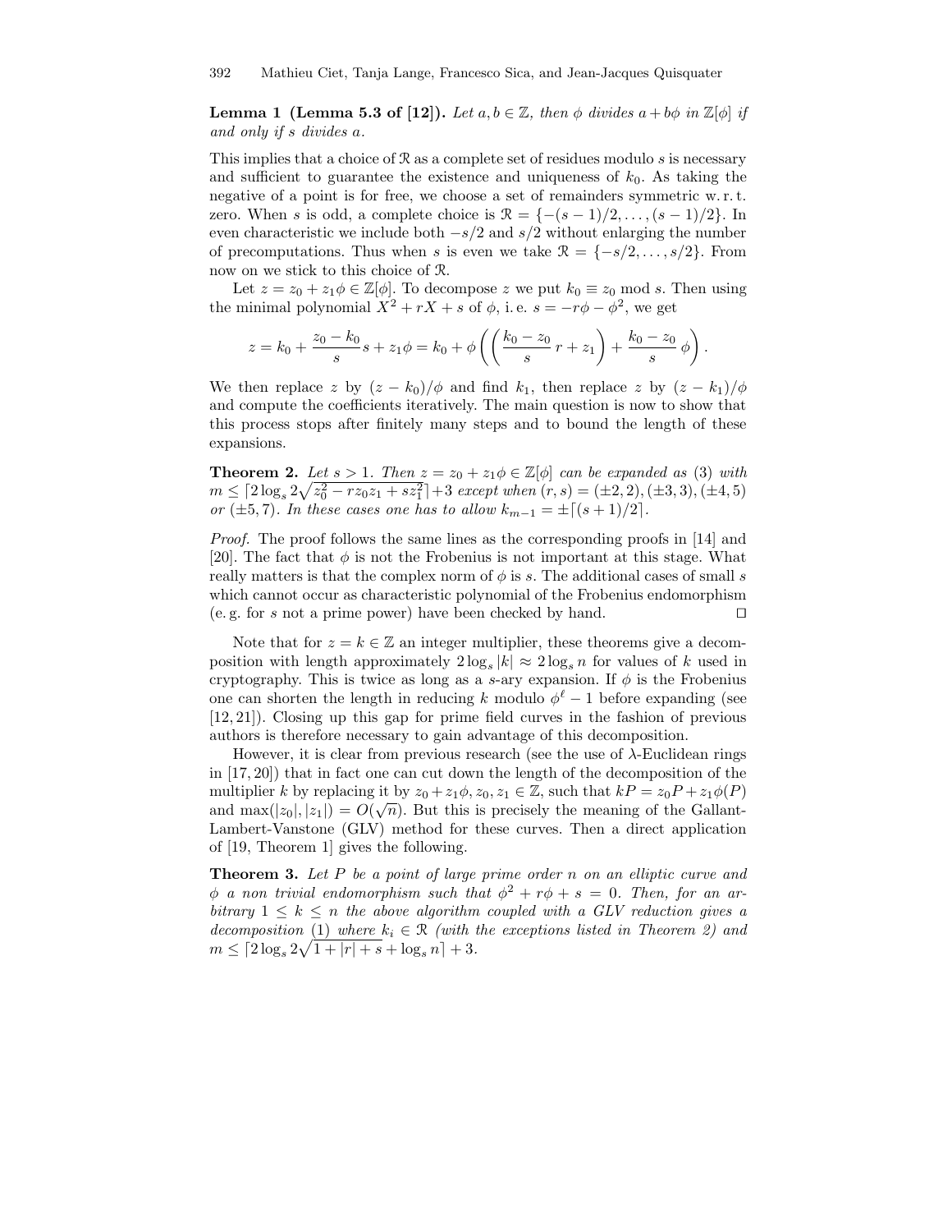**Lemma 1 (Lemma 5.3 of [12]).** *Let $a, b \in \mathbb{Z}$, then $\phi$ divides $a + b\phi$ in $\mathbb{Z}[\phi]$ if and only if $s$ divides $a$.*

This implies that a choice of $\mathcal{R}$ as a complete set of residues modulo $s$ is necessary and sufficient to guarantee the existence and uniqueness of $k_0$. As taking the negative of a point is for free, we choose a set of remainders symmetric w. r. t. zero. When $s$ is odd, a complete choice is $\mathcal{R} = \{-(s-1)/2, \ldots, (s-1)/2\}$. In even characteristic we include both $-s/2$ and $s/2$ without enlarging the number of precomputations. Thus when $s$ is even we take $\mathcal{R} = \{-s/2, \ldots, s/2\}$. From now on we stick to this choice of $\mathcal{R}$.

Let $z = z_0 + z_1\phi \in \mathbb{Z}[\phi]$. To decompose $z$ we put $k_0 \equiv z_0 \bmod s$. Then using the minimal polynomial $X^2 + rX + s$ of $\phi$, i. e. $s = -r\phi - \phi^2$, we get

$$z = k_0 + \frac{z_0 - k_0}{s} s + z_1\phi = k_0 + \phi\left(\left(\frac{k_0 - z_0}{s}\, r + z_1\right) + \frac{k_0 - z_0}{s}\, \phi\right).$$

We then replace $z$ by $(z - k_0)/\phi$ and find $k_1$, then replace $z$ by $(z - k_1)/\phi$ and compute the coefficients iteratively. The main question is now to show that this process stops after finitely many steps and to bound the length of these expansions.

**Theorem 2.** *Let $s > 1$. Then $z = z_0 + z_1\phi \in \mathbb{Z}[\phi]$ can be expanded as (3) with $m \leq \lceil 2 \log_s 2\sqrt{z_0^2 - rz_0z_1 + sz_1^2}\rceil + 3$ except when $(r, s) = (\pm 2, 2), (\pm 3, 3), (\pm 4, 5)$ or $(\pm 5, 7)$. In these cases one has to allow $k_{m-1} = \pm\lceil (s+1)/2 \rceil$.*

*Proof.* The proof follows the same lines as the corresponding proofs in [14] and [20]. The fact that $\phi$ is not the Frobenius is not important at this stage. What really matters is that the complex norm of $\phi$ is $s$. The additional cases of small $s$ which cannot occur as characteristic polynomial of the Frobenius endomorphism (e. g. for $s$ not a prime power) have been checked by hand. □

Note that for $z = k \in \mathbb{Z}$ an integer multiplier, these theorems give a decomposition with length approximately $2 \log_s |k| \approx 2 \log_s n$ for values of $k$ used in cryptography. This is twice as long as a $s$-ary expansion. If $\phi$ is the Frobenius one can shorten the length in reducing $k$ modulo $\phi^\ell - 1$ before expanding (see [12, 21]). Closing up this gap for prime field curves in the fashion of previous authors is therefore necessary to gain advantage of this decomposition.

However, it is clear from previous research (see the use of $\lambda$-Euclidean rings in [17, 20]) that in fact one can cut down the length of the decomposition of the multiplier $k$ by replacing it by $z_0 + z_1\phi, z_0, z_1 \in \mathbb{Z}$, such that $kP = z_0P + z_1\phi(P)$ and $\max(|z_0|, |z_1|) = O(\sqrt{n})$. But this is precisely the meaning of the Gallant-Lambert-Vanstone (GLV) method for these curves. Then a direct application of [19, Theorem 1] gives the following.

**Theorem 3.** *Let $P$ be a point of large prime order $n$ on an elliptic curve and $\phi$ a non trivial endomorphism such that $\phi^2 + r\phi + s = 0$. Then, for an arbitrary $1 \leq k \leq n$ the above algorithm coupled with a GLV reduction gives a decomposition (1) where $k_i \in \mathcal{R}$ (with the exceptions listed in Theorem 2) and $m \leq \lceil 2 \log_s 2\sqrt{1 + |r| + s} + \log_s n\rceil + 3$.*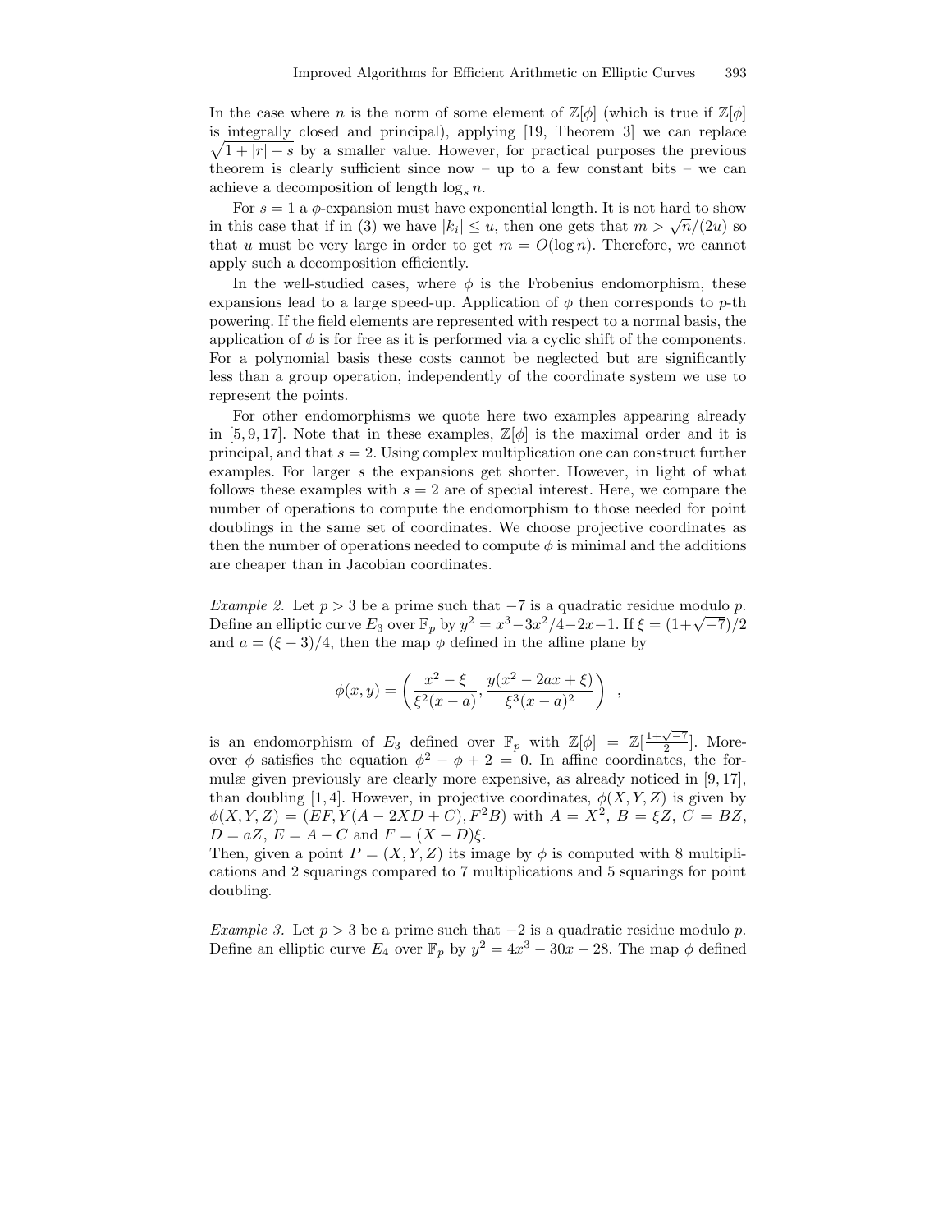In the case where $n$ is the norm of some element of $\mathbb{Z}[\phi]$ (which is true if $\mathbb{Z}[\phi]$ is integrally closed and principal), applying [19, Theorem 3] we can replace $\sqrt{1+|r|+s}$ by a smaller value. However, for practical purposes the previous theorem is clearly sufficient since now – up to a few constant bits – we can achieve a decomposition of length $\log_s n$.

For $s = 1$ a $\phi$-expansion must have exponential length. It is not hard to show in this case that if in (3) we have $|k_i| \leq u$, then one gets that $m > \sqrt{n}/(2u)$ so that $u$ must be very large in order to get $m = O(\log n)$. Therefore, we cannot apply such a decomposition efficiently.

In the well-studied cases, where $\phi$ is the Frobenius endomorphism, these expansions lead to a large speed-up. Application of $\phi$ then corresponds to $p$-th powering. If the field elements are represented with respect to a normal basis, the application of $\phi$ is for free as it is performed via a cyclic shift of the components. For a polynomial basis these costs cannot be neglected but are significantly less than a group operation, independently of the coordinate system we use to represent the points.

For other endomorphisms we quote here two examples appearing already in [5, 9, 17]. Note that in these examples, $\mathbb{Z}[\phi]$ is the maximal order and it is principal, and that $s = 2$. Using complex multiplication one can construct further examples. For larger $s$ the expansions get shorter. However, in light of what follows these examples with $s = 2$ are of special interest. Here, we compare the number of operations to compute the endomorphism to those needed for point doublings in the same set of coordinates. We choose projective coordinates as then the number of operations needed to compute $\phi$ is minimal and the additions are cheaper than in Jacobian coordinates.

*Example 2.* Let $p > 3$ be a prime such that $-7$ is a quadratic residue modulo $p$. Define an elliptic curve $E_3$ over $\mathbb{F}_p$ by $y^2 = x^3 - 3x^2/4 - 2x - 1$. If $\xi = (1+\sqrt{-7})/2$ and $a = (\xi - 3)/4$, then the map $\phi$ defined in the affine plane by

$$\phi(x, y) = \left( \frac{x^2 - \xi}{\xi^2(x-a)}, \frac{y(x^2 - 2ax + \xi)}{\xi^3(x-a)^2} \right) ,$$

is an endomorphism of $E_3$ defined over $\mathbb{F}_p$ with $\mathbb{Z}[\phi] = \mathbb{Z}[\frac{1+\sqrt{-7}}{2}]$. Moreover $\phi$ satisfies the equation $\phi^2 - \phi + 2 = 0$. In affine coordinates, the formulæ given previously are clearly more expensive, as already noticed in [9, 17], than doubling [1, 4]. However, in projective coordinates, $\phi(X, Y, Z)$ is given by $\phi(X, Y, Z) = (EF, Y(A - 2XD + C), F^2B)$ with $A = X^2$, $B = \xi Z$, $C = BZ$, $D = aZ$, $E = A - C$ and $F = (X - D)\xi$.
Then, given a point $P = (X, Y, Z)$ its image by $\phi$ is computed with 8 multiplications and 2 squarings compared to 7 multiplications and 5 squarings for point doubling.

*Example 3.* Let $p > 3$ be a prime such that $-2$ is a quadratic residue modulo $p$. Define an elliptic curve $E_4$ over $\mathbb{F}_p$ by $y^2 = 4x^3 - 30x - 28$. The map $\phi$ defined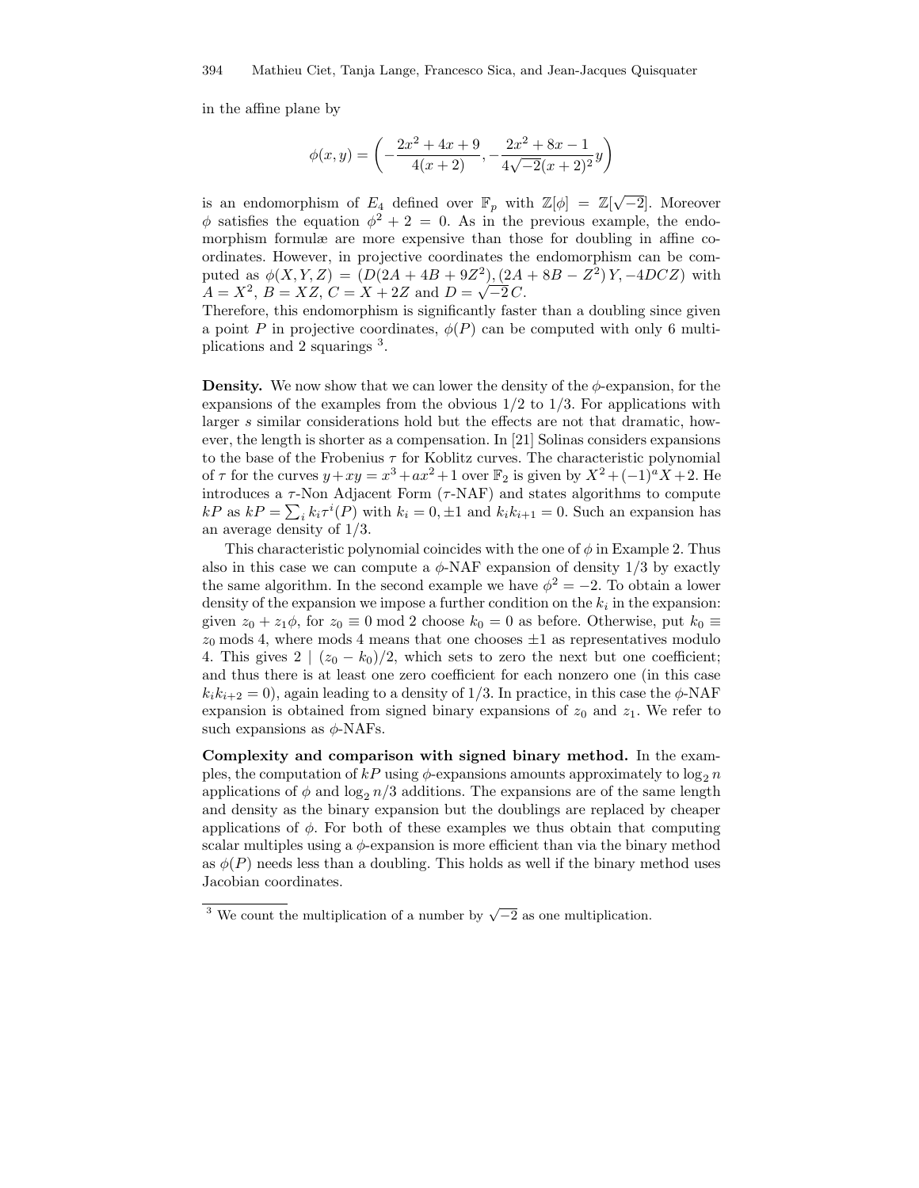in the affine plane by

$$\phi(x,y) = \left(-\frac{2x^2+4x+9}{4(x+2)}, -\frac{2x^2+8x-1}{4\sqrt{-2}(x+2)^2}y\right)$$

is an endomorphism of $E_4$ defined over $\mathbb{F}_p$ with $\mathbb{Z}[\phi] = \mathbb{Z}[\sqrt{-2}]$. Moreover $\phi$ satisfies the equation $\phi^2 + 2 = 0$. As in the previous example, the endomorphism formulæ are more expensive than those for doubling in affine coordinates. However, in projective coordinates the endomorphism can be computed as $\phi(X,Y,Z) = (D(2A+4B+9Z^2), (2A+8B-Z^2)Y, -4DCZ)$ with $A = X^2$, $B = XZ$, $C = X + 2Z$ and $D = \sqrt{-2}\,C$.
Therefore, this endomorphism is significantly faster than a doubling since given a point $P$ in projective coordinates, $\phi(P)$ can be computed with only 6 multiplications and 2 squarings [3].

**Density.** We now show that we can lower the density of the $\phi$-expansion, for the expansions of the examples from the obvious $1/2$ to $1/3$. For applications with larger $s$ similar considerations hold but the effects are not that dramatic, however, the length is shorter as a compensation. In [21] Solinas considers expansions to the base of the Frobenius $\tau$ for Koblitz curves. The characteristic polynomial of $\tau$ for the curves $y + xy = x^3 + ax^2 + 1$ over $\mathbb{F}_2$ is given by $X^2 + (-1)^a X + 2$. He introduces a $\tau$-Non Adjacent Form ($\tau$-NAF) and states algorithms to compute $kP$ as $kP = \sum_i k_i \tau^i(P)$ with $k_i = 0, \pm 1$ and $k_i k_{i+1} = 0$. Such an expansion has an average density of $1/3$.

This characteristic polynomial coincides with the one of $\phi$ in Example 2. Thus also in this case we can compute a $\phi$-NAF expansion of density $1/3$ by exactly the same algorithm. In the second example we have $\phi^2 = -2$. To obtain a lower density of the expansion we impose a further condition on the $k_i$ in the expansion: given $z_0 + z_1\phi$, for $z_0 \equiv 0 \bmod 2$ choose $k_0 = 0$ as before. Otherwise, put $k_0 \equiv z_0 \operatorname{mods} 4$, where mods 4 means that one chooses $\pm 1$ as representatives modulo 4. This gives $2 \mid (z_0 - k_0)/2$, which sets to zero the next but one coefficient; and thus there is at least one zero coefficient for each nonzero one (in this case $k_i k_{i+2} = 0$), again leading to a density of $1/3$. In practice, in this case the $\phi$-NAF expansion is obtained from signed binary expansions of $z_0$ and $z_1$. We refer to such expansions as $\phi$-NAFs.

**Complexity and comparison with signed binary method.** In the examples, the computation of $kP$ using $\phi$-expansions amounts approximately to $\log_2 n$ applications of $\phi$ and $\log_2 n/3$ additions. The expansions are of the same length and density as the binary expansion but the doublings are replaced by cheaper applications of $\phi$. For both of these examples we thus obtain that computing scalar multiples using a $\phi$-expansion is more efficient than via the binary method as $\phi(P)$ needs less than a doubling. This holds as well if the binary method uses Jacobian coordinates.

---

[3] We count the multiplication of a number by $\sqrt{-2}$ as one multiplication.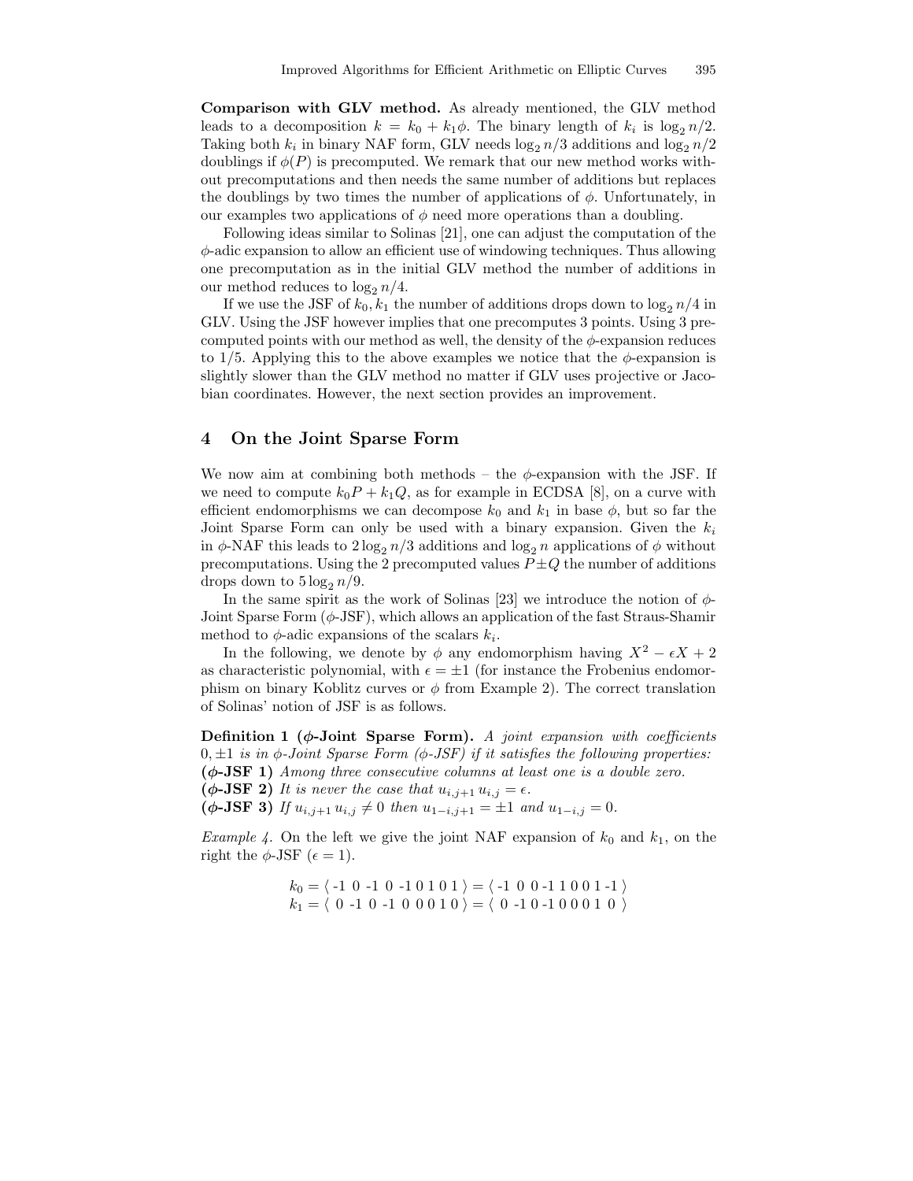**Comparison with GLV method.** As already mentioned, the GLV method leads to a decomposition $k = k_0 + k_1\phi$. The binary length of $k_i$ is $\log_2 n/2$. Taking both $k_i$ in binary NAF form, GLV needs $\log_2 n/3$ additions and $\log_2 n/2$ doublings if $\phi(P)$ is precomputed. We remark that our new method works without precomputations and then needs the same number of additions but replaces the doublings by two times the number of applications of $\phi$. Unfortunately, in our examples two applications of $\phi$ need more operations than a doubling.

Following ideas similar to Solinas [21], one can adjust the computation of the $\phi$-adic expansion to allow an efficient use of windowing techniques. Thus allowing one precomputation as in the initial GLV method the number of additions in our method reduces to $\log_2 n/4$.

If we use the JSF of $k_0, k_1$ the number of additions drops down to $\log_2 n/4$ in GLV. Using the JSF however implies that one precomputes 3 points. Using 3 precomputed points with our method as well, the density of the $\phi$-expansion reduces to 1/5. Applying this to the above examples we notice that the $\phi$-expansion is slightly slower than the GLV method no matter if GLV uses projective or Jacobian coordinates. However, the next section provides an improvement.

## 4 On the Joint Sparse Form

We now aim at combining both methods – the $\phi$-expansion with the JSF. If we need to compute $k_0P + k_1Q$, as for example in ECDSA [8], on a curve with efficient endomorphisms we can decompose $k_0$ and $k_1$ in base $\phi$, but so far the Joint Sparse Form can only be used with a binary expansion. Given the $k_i$ in $\phi$-NAF this leads to $2\log_2 n/3$ additions and $\log_2 n$ applications of $\phi$ without precomputations. Using the 2 precomputed values $P \pm Q$ the number of additions drops down to $5\log_2 n/9$.

In the same spirit as the work of Solinas [23] we introduce the notion of $\phi$-Joint Sparse Form ($\phi$-JSF), which allows an application of the fast Straus-Shamir method to $\phi$-adic expansions of the scalars $k_i$.

In the following, we denote by $\phi$ any endomorphism having $X^2 - \epsilon X + 2$ as characteristic polynomial, with $\epsilon = \pm 1$ (for instance the Frobenius endomorphism on binary Koblitz curves or $\phi$ from Example 2). The correct translation of Solinas' notion of JSF is as follows.

**Definition 1 ($\phi$-Joint Sparse Form).** *A joint expansion with coefficients $0, \pm 1$ is in $\phi$-Joint Sparse Form ($\phi$-JSF) if it satisfies the following properties:*
**($\phi$-JSF 1)** *Among three consecutive columns at least one is a double zero.*
**($\phi$-JSF 2)** *It is never the case that $u_{i,j+1}\, u_{i,j} = \epsilon$.*
**($\phi$-JSF 3)** *If $u_{i,j+1}\, u_{i,j} \neq 0$ then $u_{1-i,j+1} = \pm 1$ and $u_{1-i,j} = 0$.*

*Example 4.* On the left we give the joint NAF expansion of $k_0$ and $k_1$, on the right the $\phi$-JSF ($\epsilon = 1$).

$$k_0 = \langle \text{-1 0 -1 0 -1 0 1 0 1} \rangle = \langle \text{-1 0 0 -1 1 0 0 1 -1} \rangle$$
$$k_1 = \langle \text{0 -1 0 -1 0 0 0 1 0} \rangle = \langle \text{0 -1 0 -1 0 0 0 1 0} \rangle$$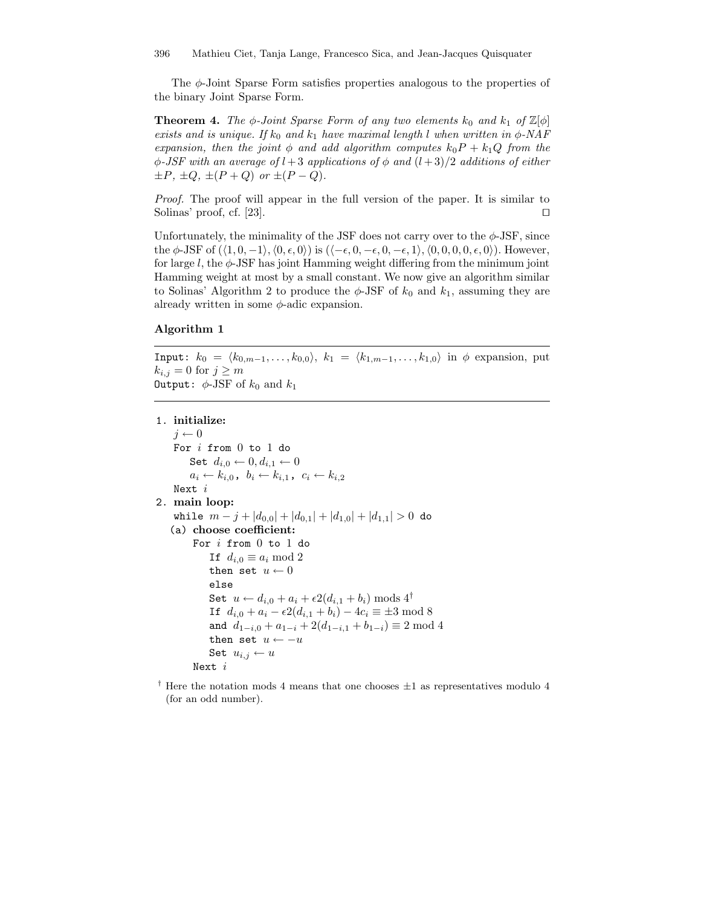The $\phi$-Joint Sparse Form satisfies properties analogous to the properties of the binary Joint Sparse Form.

**Theorem 4.** *The $\phi$-Joint Sparse Form of any two elements $k_0$ and $k_1$ of $\mathbb{Z}[\phi]$ exists and is unique. If $k_0$ and $k_1$ have maximal length $l$ when written in $\phi$-NAF expansion, then the joint $\phi$ and add algorithm computes $k_0P + k_1Q$ from the $\phi$-JSF with an average of $l+3$ applications of $\phi$ and $(l+3)/2$ additions of either $\pm P$, $\pm Q$, $\pm(P+Q)$ or $\pm(P-Q)$.*

*Proof.* The proof will appear in the full version of the paper. It is similar to Solinas' proof, cf. [23]. $\square$

Unfortunately, the minimality of the JSF does not carry over to the $\phi$-JSF, since the $\phi$-JSF of $(\langle 1, 0, -1\rangle, \langle 0, \epsilon, 0\rangle)$ is $(\langle -\epsilon, 0, -\epsilon, 0, -\epsilon, 1\rangle, \langle 0, 0, 0, 0, \epsilon, 0\rangle)$. However, for large $l$, the $\phi$-JSF has joint Hamming weight differing from the minimum joint Hamming weight at most by a small constant. We now give an algorithm similar to Solinas' Algorithm 2 to produce the $\phi$-JSF of $k_0$ and $k_1$, assuming they are already written in some $\phi$-adic expansion.

### Algorithm 1

`Input:` $k_0 = \langle k_{0,m-1}, \ldots, k_{0,0}\rangle$, $k_1 = \langle k_{1,m-1}, \ldots, k_{1,0}\rangle$ in $\phi$ expansion, put $k_{i,j} = 0$ for $j \geq m$
`Output:` $\phi$-JSF of $k_0$ and $k_1$

1. **initialize:**
   - $j \leftarrow 0$
   - `For` $i$ `from 0 to 1 do`
     - `Set` $d_{i,0} \leftarrow 0, d_{i,1} \leftarrow 0$
     - $a_i \leftarrow k_{i,0}$, $b_i \leftarrow k_{i,1}$, $c_i \leftarrow k_{i,2}$
   - `Next` $i$
2. **main loop:**
   - `while` $m - j + |d_{0,0}| + |d_{0,1}| + |d_{1,0}| + |d_{1,1}| > 0$ `do`
   - (a) **choose coefficient:**
     - `For` $i$ `from 0 to 1 do`
       - `If` $d_{i,0} \equiv a_i \bmod 2$
       - `then set` $u \leftarrow 0$
       - `else`
       - `Set` $u \leftarrow d_{i,0} + a_i + \epsilon 2(d_{i,1} + b_i) \text{ mods } 4$[†]
       - `If` $d_{i,0} + a_i - \epsilon 2(d_{i,1} + b_i) - 4c_i \equiv \pm 3 \bmod 8$
       - `and` $d_{1-i,0} + a_{1-i} + 2(d_{1-i,1} + b_{1-i}) \equiv 2 \bmod 4$
       - `then set` $u \leftarrow -u$
       - `Set` $u_{i,j} \leftarrow u$
     - `Next` $i$

[†] Here the notation mods 4 means that one chooses $\pm 1$ as representatives modulo 4 (for an odd number).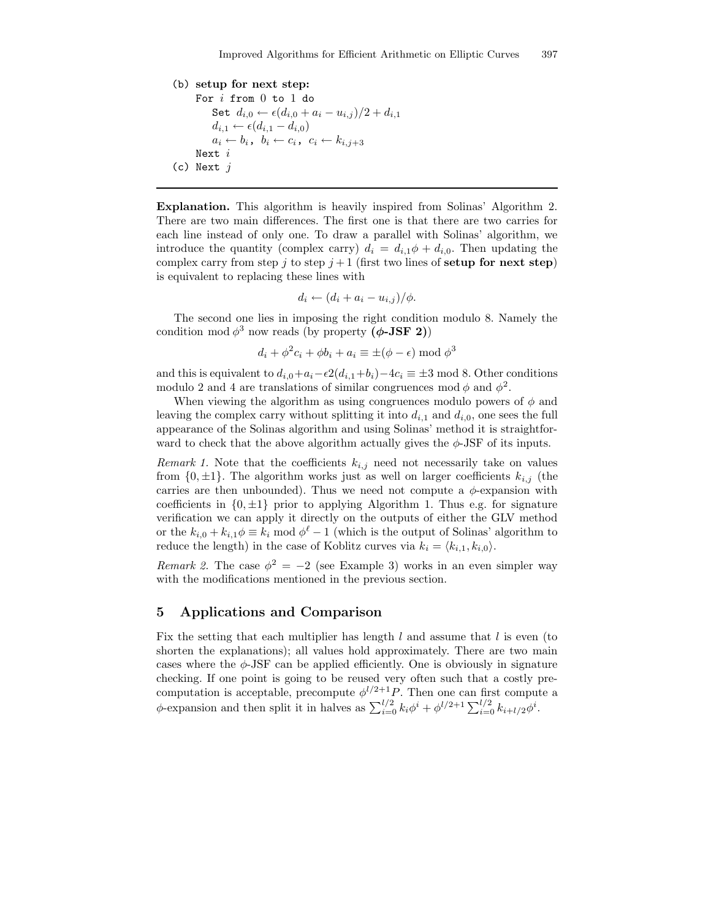```
(b) setup for next step:
    For i from 0 to 1 do
        Set d_{i,0} ← ε(d_{i,0} + a_i − u_{i,j})/2 + d_{i,1}
        d_{i,1} ← ε(d_{i,1} − d_{i,0})
        a_i ← b_i, b_i ← c_i, c_i ← k_{i,j+3}
    Next i
(c) Next j
```

**Explanation.** This algorithm is heavily inspired from Solinas' Algorithm 2. There are two main differences. The first one is that there are two carries for each line instead of only one. To draw a parallel with Solinas' algorithm, we introduce the quantity (complex carry) $d_i = d_{i,1}\phi + d_{i,0}$. Then updating the complex carry from step $j$ to step $j+1$ (first two lines of **setup for next step**) is equivalent to replacing these lines with

$$d_i \leftarrow (d_i + a_i - u_{i,j})/\phi.$$

The second one lies in imposing the right condition modulo 8. Namely the condition mod $\phi^3$ now reads (by property **($\phi$-JSF 2)**)

$$d_i + \phi^2 c_i + \phi b_i + a_i \equiv \pm(\phi - \epsilon) \bmod \phi^3$$

and this is equivalent to $d_{i,0}+a_i-\epsilon 2(d_{i,1}+b_i)-4c_i \equiv \pm 3 \bmod 8$. Other conditions modulo 2 and 4 are translations of similar congruences mod $\phi$ and $\phi^2$.

When viewing the algorithm as using congruences modulo powers of $\phi$ and leaving the complex carry without splitting it into $d_{i,1}$ and $d_{i,0}$, one sees the full appearance of the Solinas algorithm and using Solinas' method it is straightforward to check that the above algorithm actually gives the $\phi$-JSF of its inputs.

*Remark 1.* Note that the coefficients $k_{i,j}$ need not necessarily take on values from $\{0, \pm 1\}$. The algorithm works just as well on larger coefficients $k_{i,j}$ (the carries are then unbounded). Thus we need not compute a $\phi$-expansion with coefficients in $\{0, \pm 1\}$ prior to applying Algorithm 1. Thus e.g. for signature verification we can apply it directly on the outputs of either the GLV method or the $k_{i,0} + k_{i,1}\phi \equiv k_i \bmod \phi^\ell - 1$ (which is the output of Solinas' algorithm to reduce the length) in the case of Koblitz curves via $k_i = \langle k_{i,1}, k_{i,0} \rangle$.

*Remark 2.* The case $\phi^2 = -2$ (see Example 3) works in an even simpler way with the modifications mentioned in the previous section.

## 5 Applications and Comparison

Fix the setting that each multiplier has length $l$ and assume that $l$ is even (to shorten the explanations); all values hold approximately. There are two main cases where the $\phi$-JSF can be applied efficiently. One is obviously in signature checking. If one point is going to be reused very often such that a costly precomputation is acceptable, precompute $\phi^{l/2+1}P$. Then one can first compute a $\phi$-expansion and then split it in halves as $\sum_{i=0}^{l/2} k_i \phi^i + \phi^{l/2+1} \sum_{i=0}^{l/2} k_{i+l/2} \phi^i$.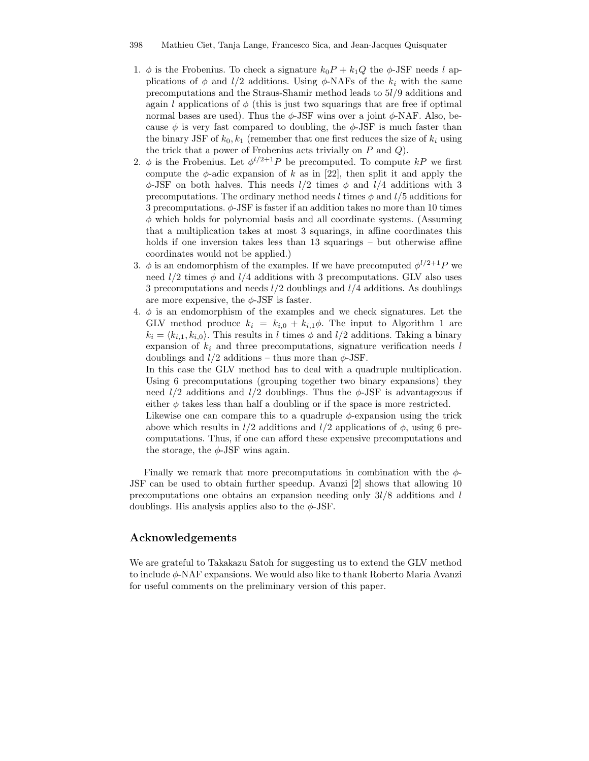1. $\phi$ is the Frobenius. To check a signature $k_0P + k_1Q$ the $\phi$-JSF needs $l$ applications of $\phi$ and $l/2$ additions. Using $\phi$-NAFs of the $k_i$ with the same precomputations and the Straus-Shamir method leads to $5l/9$ additions and again $l$ applications of $\phi$ (this is just two squarings that are free if optimal normal bases are used). Thus the $\phi$-JSF wins over a joint $\phi$-NAF. Also, because $\phi$ is very fast compared to doubling, the $\phi$-JSF is much faster than the binary JSF of $k_0, k_1$ (remember that one first reduces the size of $k_i$ using the trick that a power of Frobenius acts trivially on $P$ and $Q$).
2. $\phi$ is the Frobenius. Let $\phi^{l/2+1}P$ be precomputed. To compute $kP$ we first compute the $\phi$-adic expansion of $k$ as in [22], then split it and apply the $\phi$-JSF on both halves. This needs $l/2$ times $\phi$ and $l/4$ additions with 3 precomputations. The ordinary method needs $l$ times $\phi$ and $l/5$ additions for 3 precomputations. $\phi$-JSF is faster if an addition takes no more than 10 times $\phi$ which holds for polynomial basis and all coordinate systems. (Assuming that a multiplication takes at most 3 squarings, in affine coordinates this holds if one inversion takes less than 13 squarings – but otherwise affine coordinates would not be applied.)
3. $\phi$ is an endomorphism of the examples. If we have precomputed $\phi^{l/2+1}P$ we need $l/2$ times $\phi$ and $l/4$ additions with 3 precomputations. GLV also uses 3 precomputations and needs $l/2$ doublings and $l/4$ additions. As doublings are more expensive, the $\phi$-JSF is faster.
4. $\phi$ is an endomorphism of the examples and we check signatures. Let the GLV method produce $k_i = k_{i,0} + k_{i,1}\phi$. The input to Algorithm 1 are $k_i = \langle k_{i,1}, k_{i,0}\rangle$. This results in $l$ times $\phi$ and $l/2$ additions. Taking a binary expansion of $k_i$ and three precomputations, signature verification needs $l$ doublings and $l/2$ additions – thus more than $\phi$-JSF.

   In this case the GLV method has to deal with a quadruple multiplication. Using 6 precomputations (grouping together two binary expansions) they need $l/2$ additions and $l/2$ doublings. Thus the $\phi$-JSF is advantageous if either $\phi$ takes less than half a doubling or if the space is more restricted.

   Likewise one can compare this to a quadruple $\phi$-expansion using the trick above which results in $l/2$ additions and $l/2$ applications of $\phi$, using 6 precomputations. Thus, if one can afford these expensive precomputations and the storage, the $\phi$-JSF wins again.

Finally we remark that more precomputations in combination with the $\phi$-JSF can be used to obtain further speedup. Avanzi [2] shows that allowing 10 precomputations one obtains an expansion needing only $3l/8$ additions and $l$ doublings. His analysis applies also to the $\phi$-JSF.

## Acknowledgements

We are grateful to Takakazu Satoh for suggesting us to extend the GLV method to include $\phi$-NAF expansions. We would also like to thank Roberto Maria Avanzi for useful comments on the preliminary version of this paper.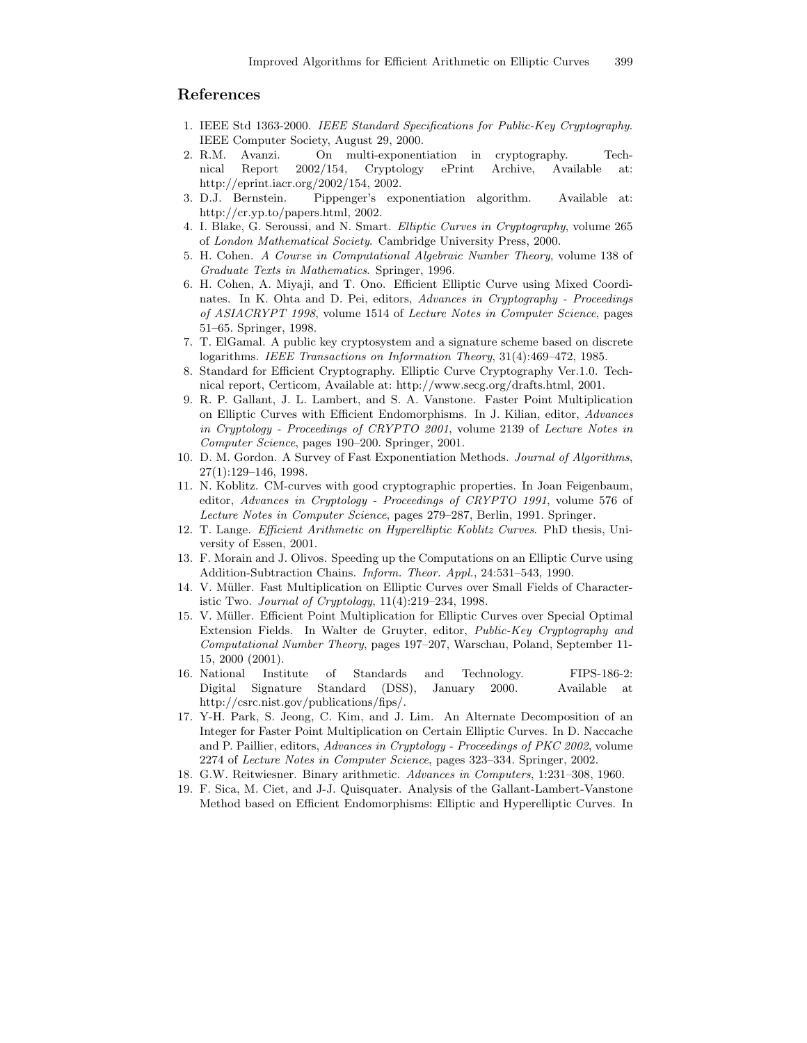## References

1. IEEE Std 1363-2000. *IEEE Standard Specifications for Public-Key Cryptography*. IEEE Computer Society, August 29, 2000.
2. R.M. Avanzi. On multi-exponentiation in cryptography. Technical Report 2002/154, Cryptology ePrint Archive, Available at: http://eprint.iacr.org/2002/154, 2002.
3. D.J. Bernstein. Pippenger's exponentiation algorithm. Available at: http://cr.yp.to/papers.html, 2002.
4. I. Blake, G. Seroussi, and N. Smart. *Elliptic Curves in Cryptography*, volume 265 of *London Mathematical Society*. Cambridge University Press, 2000.
5. H. Cohen. *A Course in Computational Algebraic Number Theory*, volume 138 of *Graduate Texts in Mathematics*. Springer, 1996.
6. H. Cohen, A. Miyaji, and T. Ono. Efficient Elliptic Curve using Mixed Coordinates. In K. Ohta and D. Pei, editors, *Advances in Cryptography - Proceedings of ASIACRYPT 1998*, volume 1514 of *Lecture Notes in Computer Science*, pages 51–65. Springer, 1998.
7. T. ElGamal. A public key cryptosystem and a signature scheme based on discrete logarithms. *IEEE Transactions on Information Theory*, 31(4):469–472, 1985.
8. Standard for Efficient Cryptography. Elliptic Curve Cryptography Ver.1.0. Technical report, Certicom, Available at: http://www.secg.org/drafts.html, 2001.
9. R. P. Gallant, J. L. Lambert, and S. A. Vanstone. Faster Point Multiplication on Elliptic Curves with Efficient Endomorphisms. In J. Kilian, editor, *Advances in Cryptology - Proceedings of CRYPTO 2001*, volume 2139 of *Lecture Notes in Computer Science*, pages 190–200. Springer, 2001.
10. D. M. Gordon. A Survey of Fast Exponentiation Methods. *Journal of Algorithms*, 27(1):129–146, 1998.
11. N. Koblitz. CM-curves with good cryptographic properties. In Joan Feigenbaum, editor, *Advances in Cryptology - Proceedings of CRYPTO 1991*, volume 576 of *Lecture Notes in Computer Science*, pages 279–287, Berlin, 1991. Springer.
12. T. Lange. *Efficient Arithmetic on Hyperelliptic Koblitz Curves*. PhD thesis, University of Essen, 2001.
13. F. Morain and J. Olivos. Speeding up the Computations on an Elliptic Curve using Addition-Subtraction Chains. *Inform. Theor. Appl.*, 24:531–543, 1990.
14. V. Müller. Fast Multiplication on Elliptic Curves over Small Fields of Characteristic Two. *Journal of Cryptology*, 11(4):219–234, 1998.
15. V. Müller. Efficient Point Multiplication for Elliptic Curves over Special Optimal Extension Fields. In Walter de Gruyter, editor, *Public-Key Cryptography and Computational Number Theory*, pages 197–207, Warschau, Poland, September 11-15, 2000 (2001).
16. National Institute of Standards and Technology. FIPS-186-2: Digital Signature Standard (DSS), January 2000. Available at http://csrc.nist.gov/publications/fips/.
17. Y-H. Park, S. Jeong, C. Kim, and J. Lim. An Alternate Decomposition of an Integer for Faster Point Multiplication on Certain Elliptic Curves. In D. Naccache and P. Paillier, editors, *Advances in Cryptology - Proceedings of PKC 2002*, volume 2274 of *Lecture Notes in Computer Science*, pages 323–334. Springer, 2002.
18. G.W. Reitwiesner. Binary arithmetic. *Advances in Computers*, 1:231–308, 1960.
19. F. Sica, M. Ciet, and J-J. Quisquater. Analysis of the Gallant-Lambert-Vanstone Method based on Efficient Endomorphisms: Elliptic and Hyperelliptic Curves. In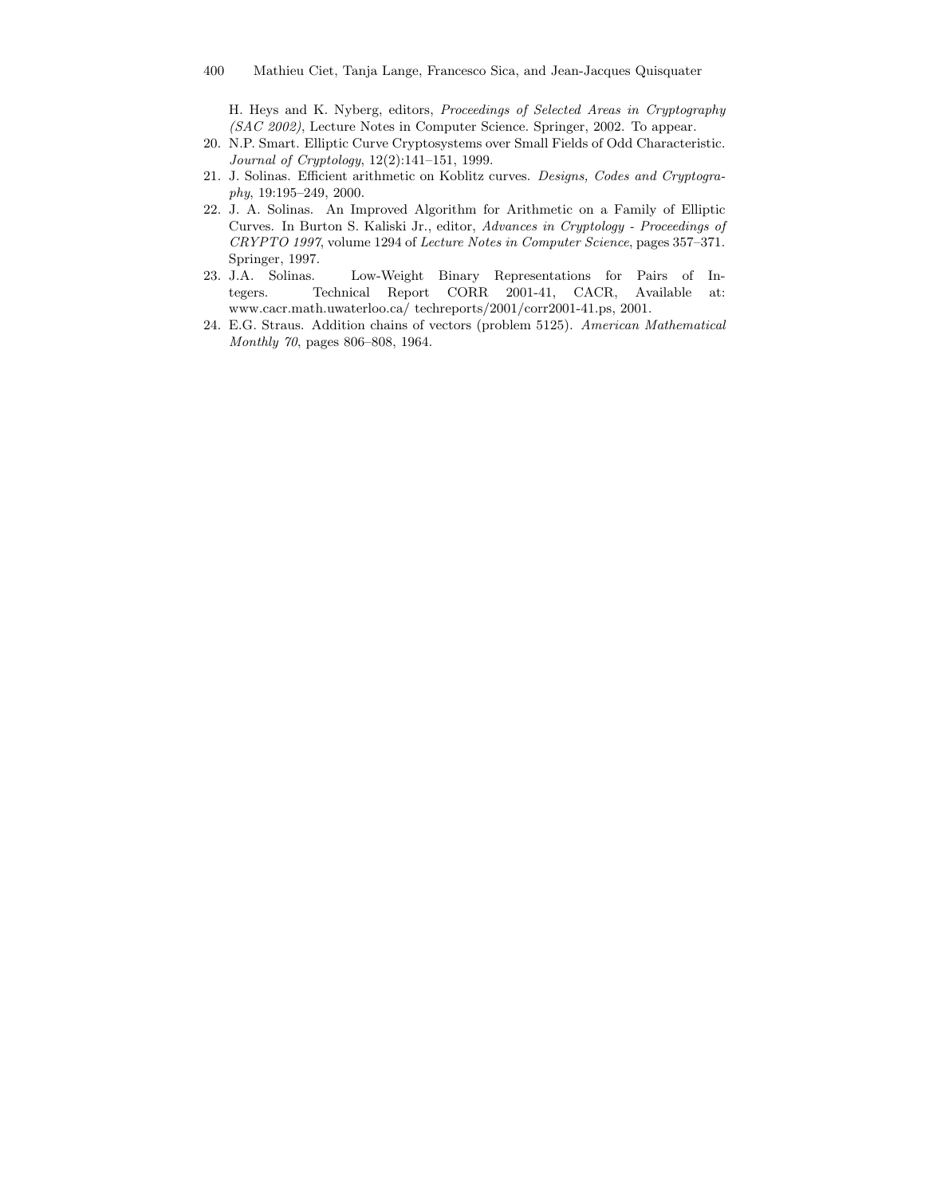H. Heys and K. Nyberg, editors, *Proceedings of Selected Areas in Cryptography (SAC 2002)*, Lecture Notes in Computer Science. Springer, 2002. To appear.

20. N.P. Smart. Elliptic Curve Cryptosystems over Small Fields of Odd Characteristic. *Journal of Cryptology*, 12(2):141–151, 1999.
21. J. Solinas. Efficient arithmetic on Koblitz curves. *Designs, Codes and Cryptography*, 19:195–249, 2000.
22. J. A. Solinas. An Improved Algorithm for Arithmetic on a Family of Elliptic Curves. In Burton S. Kaliski Jr., editor, *Advances in Cryptology - Proceedings of CRYPTO 1997*, volume 1294 of *Lecture Notes in Computer Science*, pages 357–371. Springer, 1997.
23. J.A. Solinas. Low-Weight Binary Representations for Pairs of Integers. Technical Report CORR 2001-41, CACR, Available at: www.cacr.math.uwaterloo.ca/ techreports/2001/corr2001-41.ps, 2001.
24. E.G. Straus. Addition chains of vectors (problem 5125). *American Mathematical Monthly 70*, pages 806–808, 1964.